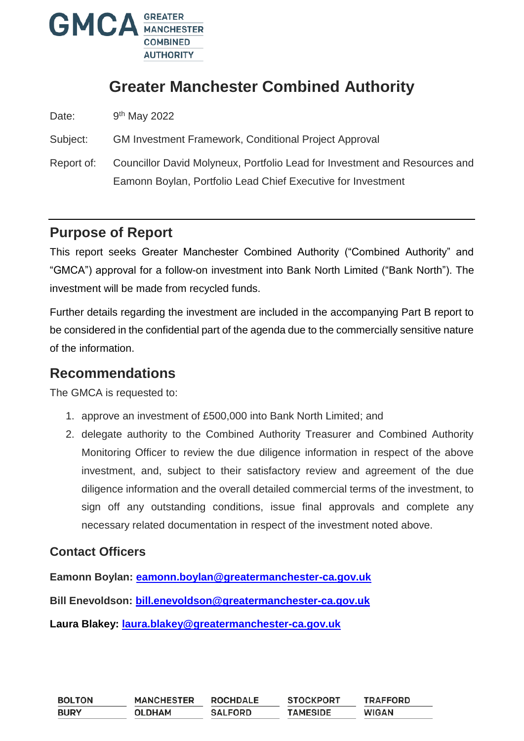# Greater Manchester Combined Authority

Date: 9th May 2022

Subject: GM Investment Framework, Conditional Project Approval

Report of: Councillor David Molyneux, Portfolio Lead for Investment and Resources and Eamonn Boylan, Portfolio Lead Chief Executive for Investment

## Purpose of Report

This report seeks Greater Manchester Combined Authority ("Combined Authority" and "GMCA") approval for a follow-on investment into Bank North Limited ("Bank North"). The investment will be made from recycled funds.

Further details regarding the investment are included in the accompanying Part B report to be considered in the confidential part of the agenda due to the commercially sensitive nature of the information.

## Recommendations

The GMCA is requested to:

1. approve an investment of £500,000 into Bank North Limited; and
2. delegate authority to the Combined Authority Treasurer and Combined Authority Monitoring Officer to review the due diligence information in respect of the above investment, and, subject to their satisfactory review and agreement of the due diligence information and the overall detailed commercial terms of the investment, to sign off any outstanding conditions, issue final approvals and complete any necessary related documentation in respect of the investment noted above.

### Contact Officers

**Eamonn Boylan: eamonn.boylan@greatermanchester-ca.gov.uk**

**Bill Enevoldson: bill.enevoldson@greatermanchester-ca.gov.uk**

**Laura Blakey: laura.blakey@greatermanchester-ca.gov.uk**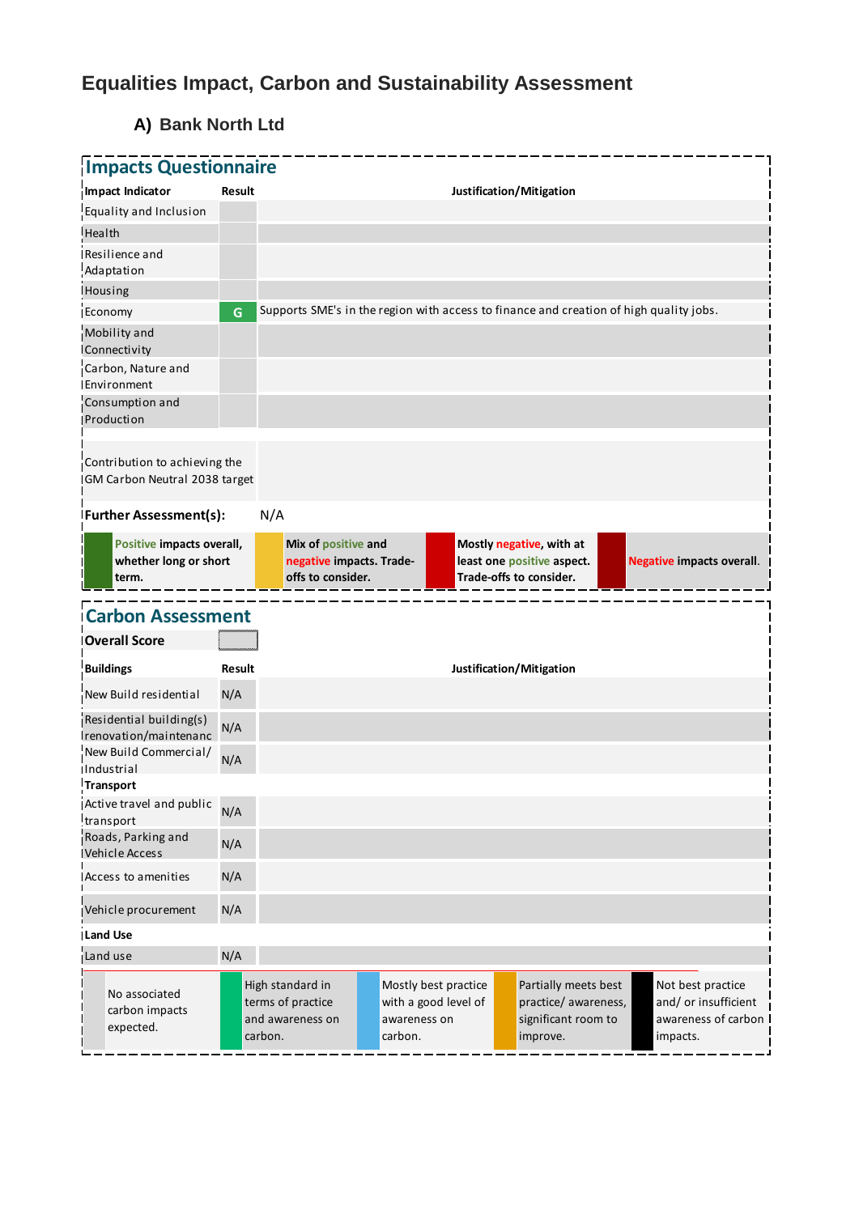## Equalities Impact, Carbon and Sustainability Assessment

### A) Bank North Ltd

**Impacts Questionnaire**

| Impact Indicator | Result | Justification/Mitigation |
|---|---|---|
| Equality and Inclusion | | |
| Health | | |
| Resilience and Adaptation | | |
| Housing | | |
| Economy | G | Supports SME's in the region with access to finance and creation of high quality jobs. |
| Mobility and Connectivity | | |
| Carbon, Nature and Environment | | |
| Consumption and Production | | |
| Contribution to achieving the GM Carbon Neutral 2038 target | | |

**Further Assessment(s):** N/A

| Key | Description |
|---|---|
| Green | **Positive impacts overall, whether long or short term.** |
| Amber | **Mix of positive and negative impacts. Trade-offs to consider.** |
| Red | **Mostly negative, with at least one positive aspect. Trade-offs to consider.** |
| Dark red | **Negative impacts overall.** |

**Carbon Assessment**

**Overall Score**

| Buildings | Result | Justification/Mitigation |
|---|---|---|
| New Build residential | N/A | |
| Residential building(s) renovation/maintenanc | N/A | |
| New Build Commercial/ Industrial | N/A | |
| **Transport** | | |
| Active travel and public transport | N/A | |
| Roads, Parking and Vehicle Access | N/A | |
| Access to amenities | N/A | |
| Vehicle procurement | N/A | |
| **Land Use** | | |
| Land use | N/A | |

| Key | Description |
|---|---|
| Grey | No associated carbon impacts expected. |
| Green | High standard in terms of practice and awareness on carbon. |
| Blue | Mostly best practice with a good level of awareness on carbon. |
| Orange | Partially meets best practice/ awareness, significant room to improve. |
| Black | Not best practice and/ or insufficient awareness of carbon impacts. |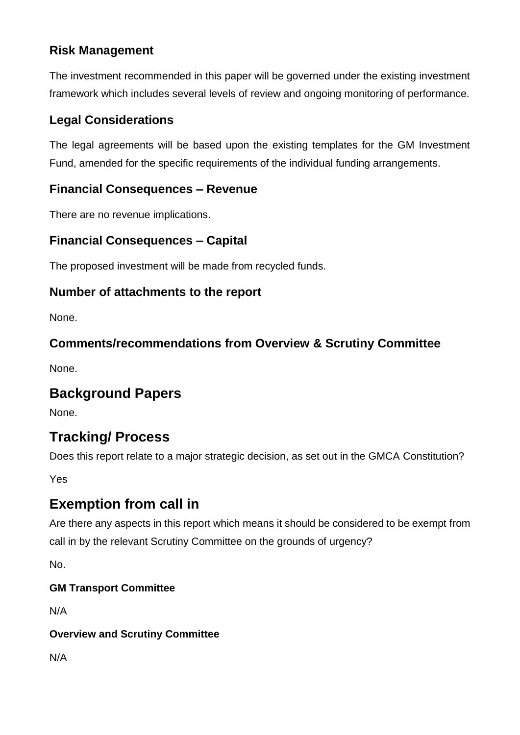### Risk Management

The investment recommended in this paper will be governed under the existing investment framework which includes several levels of review and ongoing monitoring of performance.

### Legal Considerations

The legal agreements will be based upon the existing templates for the GM Investment Fund, amended for the specific requirements of the individual funding arrangements.

### Financial Consequences – Revenue

There are no revenue implications.

### Financial Consequences – Capital

The proposed investment will be made from recycled funds.

### Number of attachments to the report

None.

### Comments/recommendations from Overview & Scrutiny Committee

None.

## Background Papers

None.

## Tracking/ Process

Does this report relate to a major strategic decision, as set out in the GMCA Constitution?

Yes

## Exemption from call in

Are there any aspects in this report which means it should be considered to be exempt from call in by the relevant Scrutiny Committee on the grounds of urgency?

No.

#### GM Transport Committee

N/A

#### Overview and Scrutiny Committee

N/A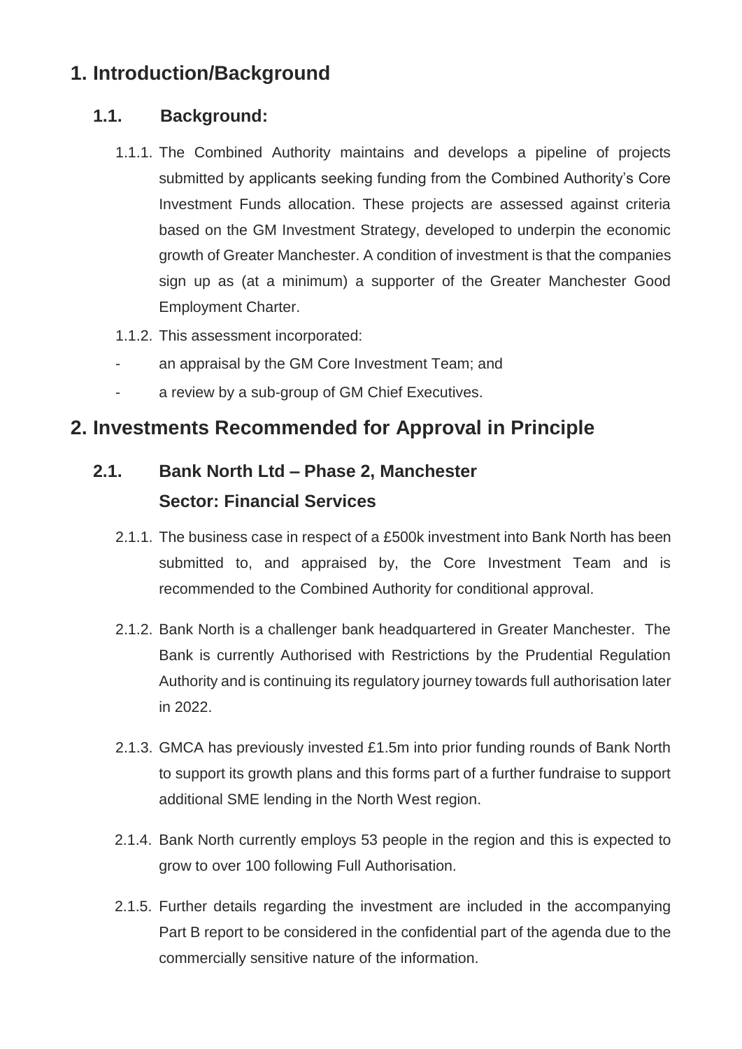# 1. Introduction/Background

## 1.1. Background:

1.1.1. The Combined Authority maintains and develops a pipeline of projects submitted by applicants seeking funding from the Combined Authority's Core Investment Funds allocation. These projects are assessed against criteria based on the GM Investment Strategy, developed to underpin the economic growth of Greater Manchester. A condition of investment is that the companies sign up as (at a minimum) a supporter of the Greater Manchester Good Employment Charter.

1.1.2. This assessment incorporated:

- an appraisal by the GM Core Investment Team; and
- a review by a sub-group of GM Chief Executives.

# 2. Investments Recommended for Approval in Principle

## 2.1. Bank North Ltd – Phase 2, Manchester Sector: Financial Services

2.1.1. The business case in respect of a £500k investment into Bank North has been submitted to, and appraised by, the Core Investment Team and is recommended to the Combined Authority for conditional approval.

2.1.2. Bank North is a challenger bank headquartered in Greater Manchester. The Bank is currently Authorised with Restrictions by the Prudential Regulation Authority and is continuing its regulatory journey towards full authorisation later in 2022.

2.1.3. GMCA has previously invested £1.5m into prior funding rounds of Bank North to support its growth plans and this forms part of a further fundraise to support additional SME lending in the North West region.

2.1.4. Bank North currently employs 53 people in the region and this is expected to grow to over 100 following Full Authorisation.

2.1.5. Further details regarding the investment are included in the accompanying Part B report to be considered in the confidential part of the agenda due to the commercially sensitive nature of the information.